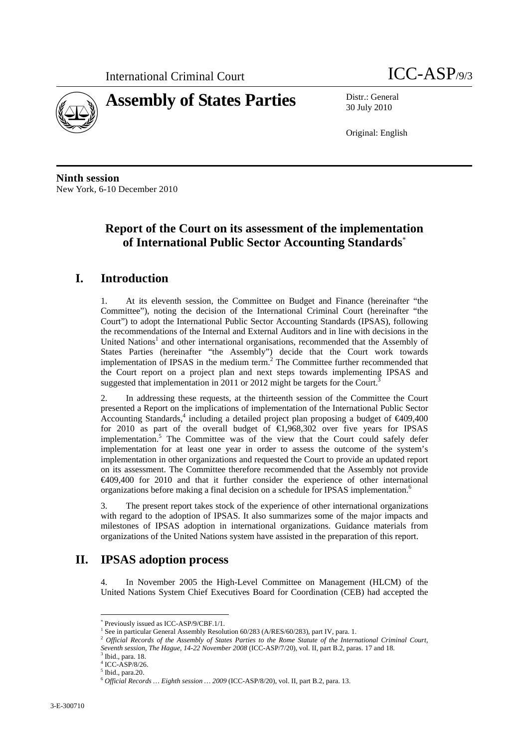International Criminal Court

ICC-ASP/9/3

# Assembly of States Parties

Distr.: General
30 July 2010

Original: English

**Ninth session**
New York, 6-10 December 2010

## Report of the Court on its assessment of the implementation of International Public Sector Accounting Standards*

## I. Introduction

1. At its eleventh session, the Committee on Budget and Finance (hereinafter "the Committee"), noting the decision of the International Criminal Court (hereinafter "the Court") to adopt the International Public Sector Accounting Standards (IPSAS), following the recommendations of the Internal and External Auditors and in line with decisions in the United Nations[1] and other international organisations, recommended that the Assembly of States Parties (hereinafter "the Assembly") decide that the Court work towards implementation of IPSAS in the medium term.[2] The Committee further recommended that the Court report on a project plan and next steps towards implementing IPSAS and suggested that implementation in 2011 or 2012 might be targets for the Court.[3]

2. In addressing these requests, at the thirteenth session of the Committee the Court presented a Report on the implications of implementation of the International Public Sector Accounting Standards,[4] including a detailed project plan proposing a budget of €409,400 for 2010 as part of the overall budget of €1,968,302 over five years for IPSAS implementation.[5] The Committee was of the view that the Court could safely defer implementation for at least one year in order to assess the outcome of the system's implementation in other organizations and requested the Court to provide an updated report on its assessment. The Committee therefore recommended that the Assembly not provide €409,400 for 2010 and that it further consider the experience of other international organizations before making a final decision on a schedule for IPSAS implementation.[6]

3. The present report takes stock of the experience of other international organizations with regard to the adoption of IPSAS. It also summarizes some of the major impacts and milestones of IPSAS adoption in international organizations. Guidance materials from organizations of the United Nations system have assisted in the preparation of this report.

## II. IPSAS adoption process

4. In November 2005 the High-Level Committee on Management (HLCM) of the United Nations System Chief Executives Board for Coordination (CEB) had accepted the

---

* Previously issued as ICC-ASP/9/CBF.1/1.

[1] See in particular General Assembly Resolution 60/283 (A/RES/60/283), part IV, para. 1.

[2] *Official Records of the Assembly of States Parties to the Rome Statute of the International Criminal Court, Seventh session, The Hague, 14-22 November 2008* (ICC-ASP/7/20), vol. II, part B.2, paras. 17 and 18.

[3] Ibid., para. 18.

[4] ICC-ASP/8/26.

[5] Ibid., para.20.

[6] *Official Records … Eighth session … 2009* (ICC-ASP/8/20), vol. II, part B.2, para. 13.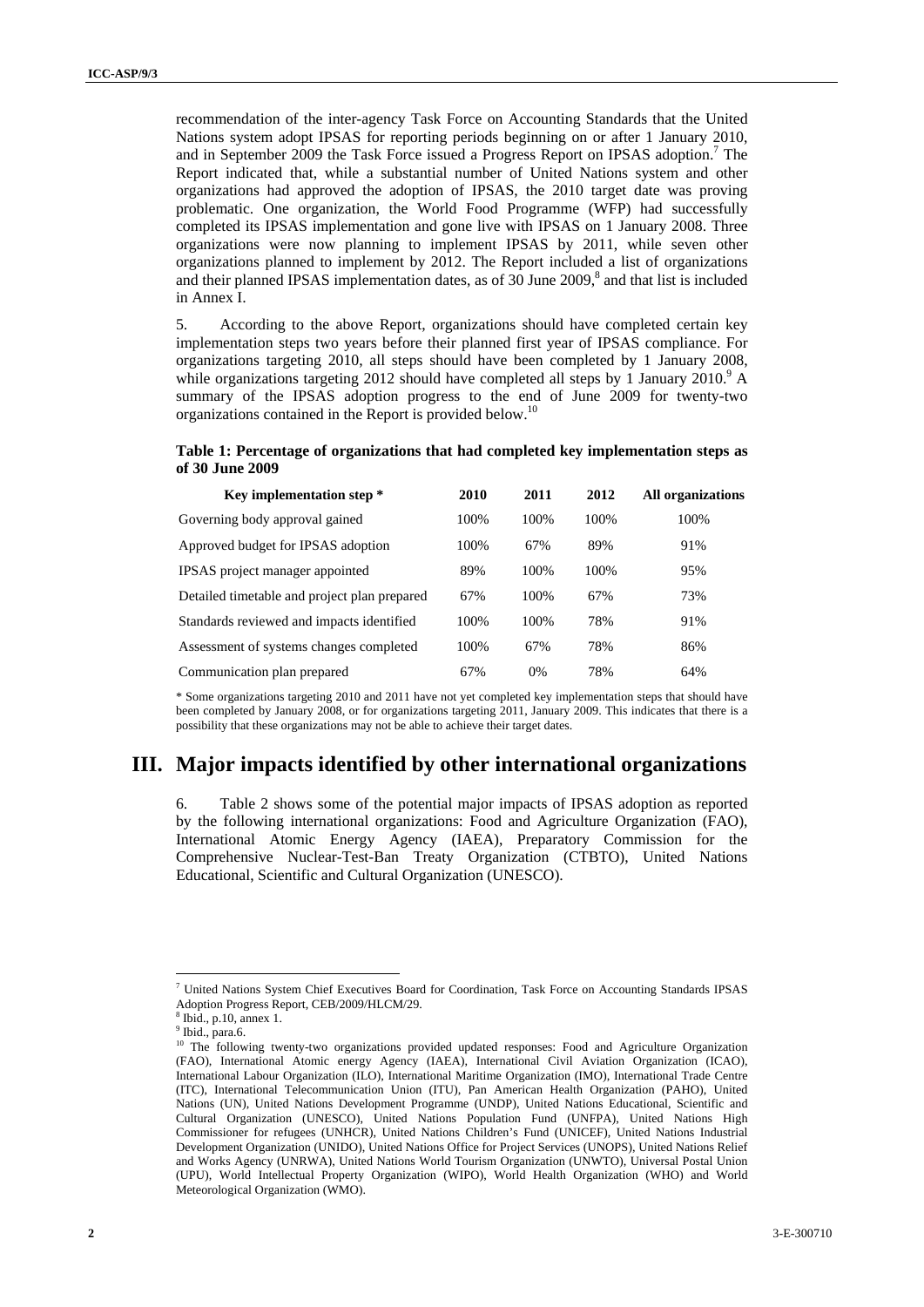recommendation of the inter-agency Task Force on Accounting Standards that the United Nations system adopt IPSAS for reporting periods beginning on or after 1 January 2010, and in September 2009 the Task Force issued a Progress Report on IPSAS adoption.[7] The Report indicated that, while a substantial number of United Nations system and other organizations had approved the adoption of IPSAS, the 2010 target date was proving problematic. One organization, the World Food Programme (WFP) had successfully completed its IPSAS implementation and gone live with IPSAS on 1 January 2008. Three organizations were now planning to implement IPSAS by 2011, while seven other organizations planned to implement by 2012. The Report included a list of organizations and their planned IPSAS implementation dates, as of 30 June 2009,[8] and that list is included in Annex I.

5. According to the above Report, organizations should have completed certain key implementation steps two years before their planned first year of IPSAS compliance. For organizations targeting 2010, all steps should have been completed by 1 January 2008, while organizations targeting 2012 should have completed all steps by 1 January 2010.[9] A summary of the IPSAS adoption progress to the end of June 2009 for twenty-two organizations contained in the Report is provided below.[10]

**Table 1: Percentage of organizations that had completed key implementation steps as of 30 June 2009**

| Key implementation step * | 2010 | 2011 | 2012 | All organizations |
|---|---|---|---|---|
| Governing body approval gained | 100% | 100% | 100% | 100% |
| Approved budget for IPSAS adoption | 100% | 67% | 89% | 91% |
| IPSAS project manager appointed | 89% | 100% | 100% | 95% |
| Detailed timetable and project plan prepared | 67% | 100% | 67% | 73% |
| Standards reviewed and impacts identified | 100% | 100% | 78% | 91% |
| Assessment of systems changes completed | 100% | 67% | 78% | 86% |
| Communication plan prepared | 67% | 0% | 78% | 64% |

\* Some organizations targeting 2010 and 2011 have not yet completed key implementation steps that should have been completed by January 2008, or for organizations targeting 2011, January 2009. This indicates that there is a possibility that these organizations may not be able to achieve their target dates.

# III. Major impacts identified by other international organizations

6. Table 2 shows some of the potential major impacts of IPSAS adoption as reported by the following international organizations: Food and Agriculture Organization (FAO), International Atomic Energy Agency (IAEA), Preparatory Commission for the Comprehensive Nuclear-Test-Ban Treaty Organization (CTBTO), United Nations Educational, Scientific and Cultural Organization (UNESCO).

---

[7] United Nations System Chief Executives Board for Coordination, Task Force on Accounting Standards IPSAS Adoption Progress Report, CEB/2009/HLCM/29.

[8] Ibid., p.10, annex 1.

[9] Ibid., para.6.

[10] The following twenty-two organizations provided updated responses: Food and Agriculture Organization (FAO), International Atomic energy Agency (IAEA), International Civil Aviation Organization (ICAO), International Labour Organization (ILO), International Maritime Organization (IMO), International Trade Centre (ITC), International Telecommunication Union (ITU), Pan American Health Organization (PAHO), United Nations (UN), United Nations Development Programme (UNDP), United Nations Educational, Scientific and Cultural Organization (UNESCO), United Nations Population Fund (UNFPA), United Nations High Commissioner for refugees (UNHCR), United Nations Children's Fund (UNICEF), United Nations Industrial Development Organization (UNIDO), United Nations Office for Project Services (UNOPS), United Nations Relief and Works Agency (UNRWA), United Nations World Tourism Organization (UNWTO), Universal Postal Union (UPU), World Intellectual Property Organization (WIPO), World Health Organization (WHO) and World Meteorological Organization (WMO).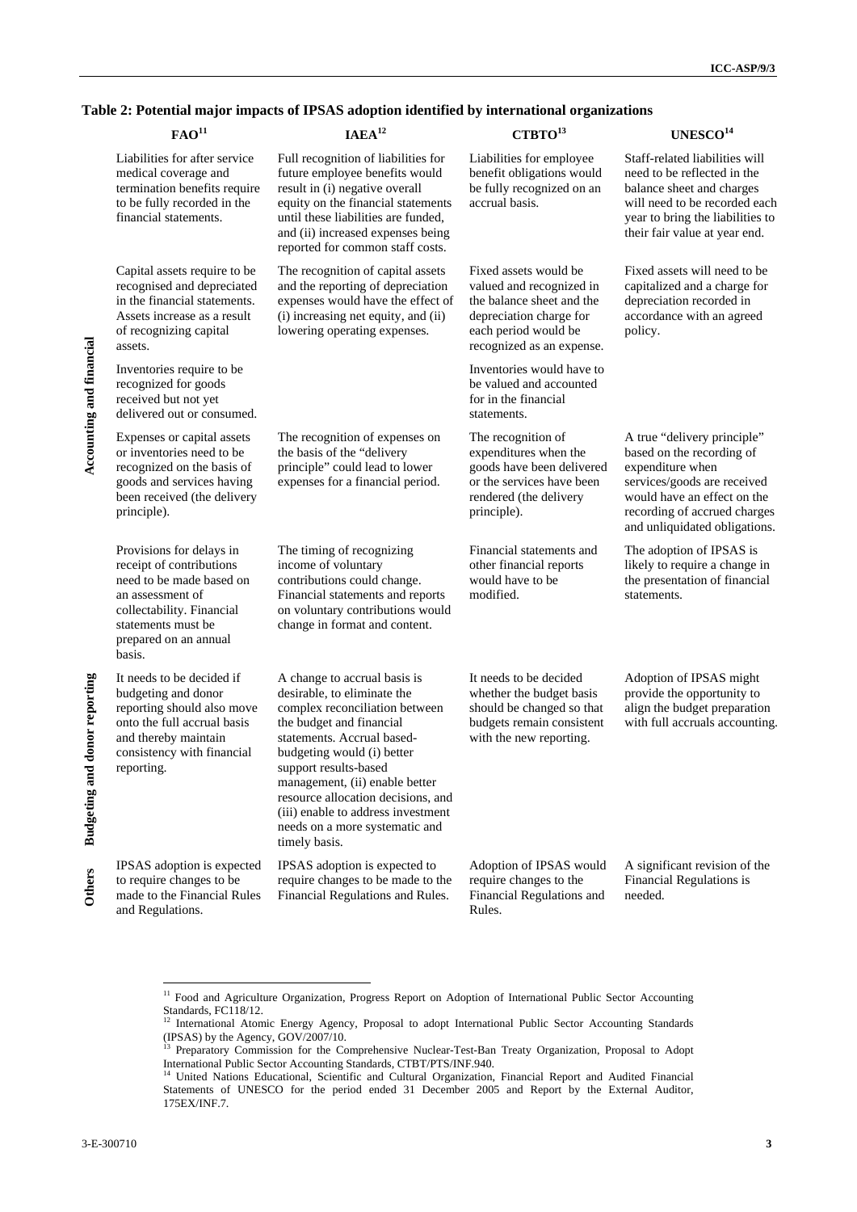### Table 2: Potential major impacts of IPSAS adoption identified by international organizations

| | FAO[11] | IAEA[12] | CTBTO[13] | UNESCO[14] |
|---|---|---|---|---|
| **Accounting and financial** | Liabilities for after service medical coverage and termination benefits require to be fully recorded in the financial statements. | Full recognition of liabilities for future employee benefits would result in (i) negative overall equity on the financial statements until these liabilities are funded, and (ii) increased expenses being reported for common staff costs. | Liabilities for employee benefit obligations would be fully recognized on an accrual basis. | Staff-related liabilities will need to be reflected in the balance sheet and charges will need to be recorded each year to bring the liabilities to their fair value at year end. |
| | Capital assets require to be recognised and depreciated in the financial statements. Assets increase as a result of recognizing capital assets. | The recognition of capital assets and the reporting of depreciation expenses would have the effect of (i) increasing net equity, and (ii) lowering operating expenses. | Fixed assets would be valued and recognized in the balance sheet and the depreciation charge for each period would be recognized as an expense. | Fixed assets will need to be capitalized and a charge for depreciation recorded in accordance with an agreed policy. |
| | Inventories require to be recognized for goods received but not yet delivered out or consumed. | | Inventories would have to be valued and accounted for in the financial statements. | |
| | Expenses or capital assets or inventories need to be recognized on the basis of goods and services having been received (the delivery principle). | The recognition of expenses on the basis of the "delivery principle" could lead to lower expenses for a financial period. | The recognition of expenditures when the goods have been delivered or the services have been rendered (the delivery principle). | A true "delivery principle" based on the recording of expenditure when services/goods are received would have an effect on the recording of accrued charges and unliquidated obligations. |
| | Provisions for delays in receipt of contributions need to be made based on an assessment of collectability. Financial statements must be prepared on an annual basis. | The timing of recognizing income of voluntary contributions could change. Financial statements and reports on voluntary contributions would change in format and content. | Financial statements and other financial reports would have to be modified. | The adoption of IPSAS is likely to require a change in the presentation of financial statements. |
| **Budgeting and donor reporting** | It needs to be decided if budgeting and donor reporting should also move onto the full accrual basis and thereby maintain consistency with financial reporting. | A change to accrual basis is desirable, to eliminate the complex reconciliation between the budget and financial statements. Accrual based-budgeting would (i) better support results-based management, (ii) enable better resource allocation decisions, and (iii) enable to address investment needs on a more systematic and timely basis. | It needs to be decided whether the budget basis should be changed so that budgets remain consistent with the new reporting. | Adoption of IPSAS might provide the opportunity to align the budget preparation with full accruals accounting. |
| **Others** | IPSAS adoption is expected to require changes to be made to the Financial Rules and Regulations. | IPSAS adoption is expected to require changes to be made to the Financial Regulations and Rules. | Adoption of IPSAS would require changes to the Financial Regulations and Rules. | A significant revision of the Financial Regulations is needed. |

---

[11] Food and Agriculture Organization, Progress Report on Adoption of International Public Sector Accounting Standards, FC118/12.

[12] International Atomic Energy Agency, Proposal to adopt International Public Sector Accounting Standards (IPSAS) by the Agency, GOV/2007/10.

[13] Preparatory Commission for the Comprehensive Nuclear-Test-Ban Treaty Organization, Proposal to Adopt International Public Sector Accounting Standards, CTBT/PTS/INF.940.

[14] United Nations Educational, Scientific and Cultural Organization, Financial Report and Audited Financial Statements of UNESCO for the period ended 31 December 2005 and Report by the External Auditor, 175EX/INF.7.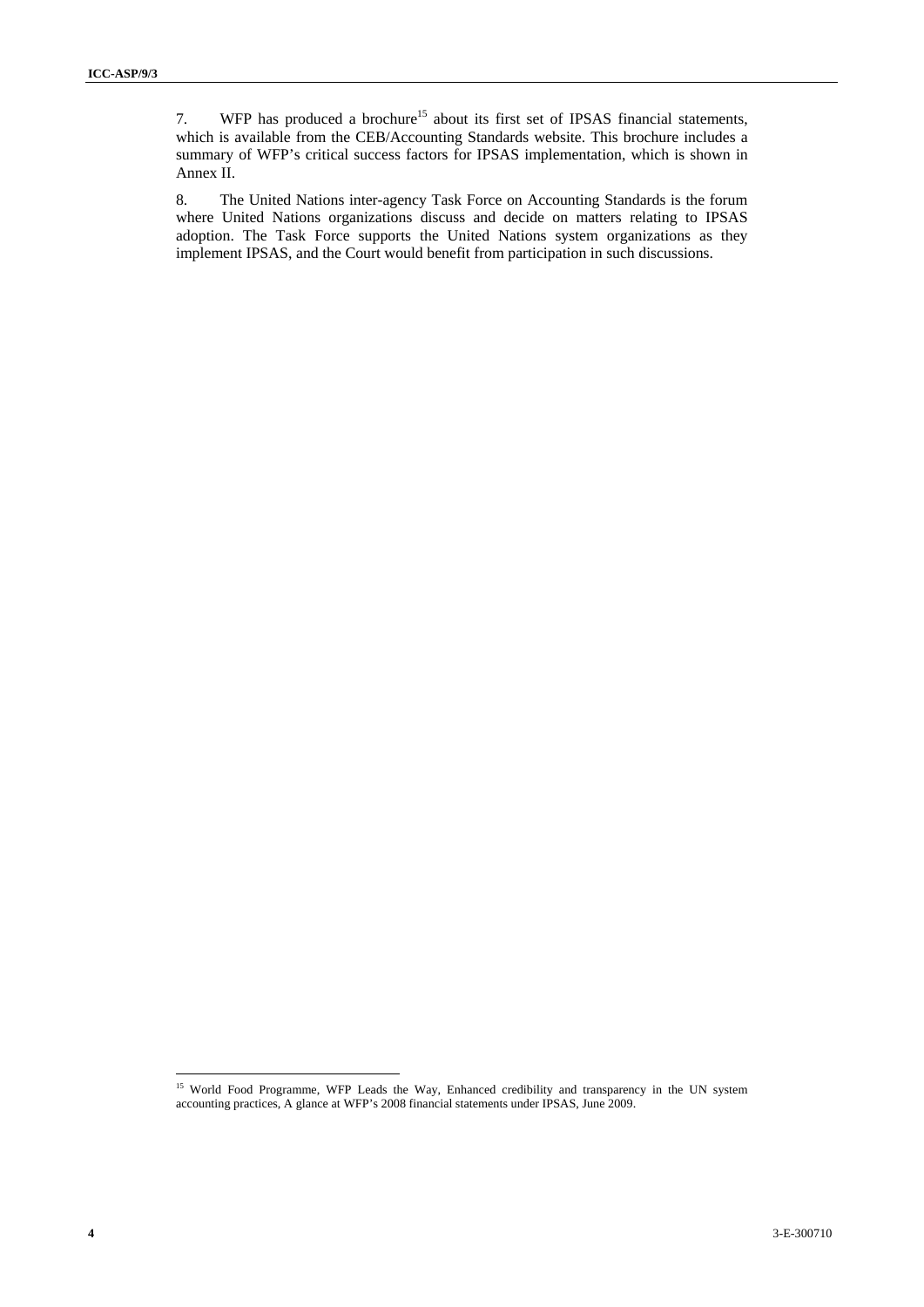7. WFP has produced a brochure[15] about its first set of IPSAS financial statements, which is available from the CEB/Accounting Standards website. This brochure includes a summary of WFP's critical success factors for IPSAS implementation, which is shown in Annex II.

8. The United Nations inter-agency Task Force on Accounting Standards is the forum where United Nations organizations discuss and decide on matters relating to IPSAS adoption. The Task Force supports the United Nations system organizations as they implement IPSAS, and the Court would benefit from participation in such discussions.

---

[15] World Food Programme, WFP Leads the Way, Enhanced credibility and transparency in the UN system accounting practices, A glance at WFP's 2008 financial statements under IPSAS, June 2009.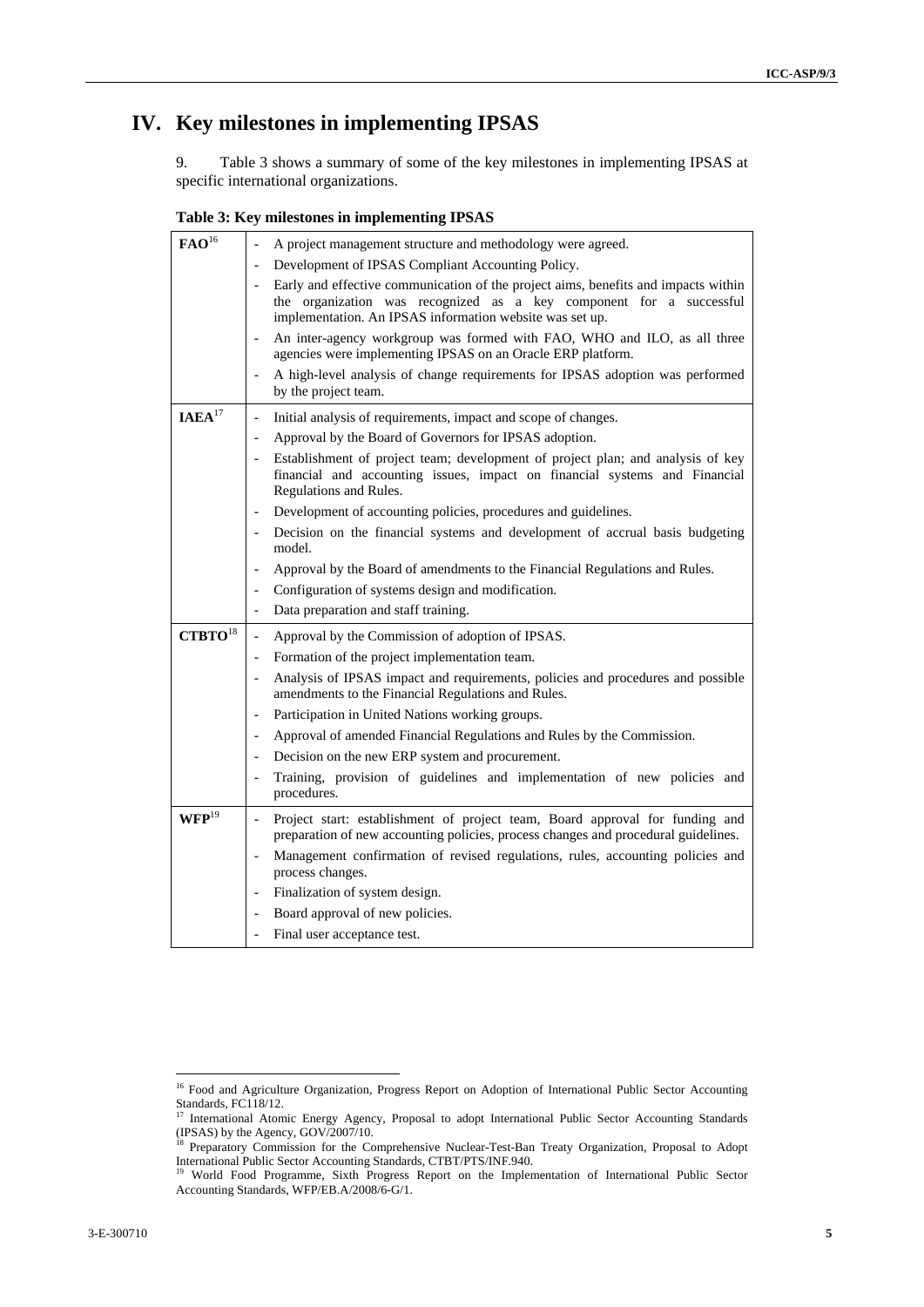# IV. Key milestones in implementing IPSAS

9. Table 3 shows a summary of some of the key milestones in implementing IPSAS at specific international organizations.

**Table 3: Key milestones in implementing IPSAS**

| | |
|---|---|
| **FAO**[16] | - A project management structure and methodology were agreed.<br>- Development of IPSAS Compliant Accounting Policy.<br>- Early and effective communication of the project aims, benefits and impacts within the organization was recognized as a key component for a successful implementation. An IPSAS information website was set up.<br>- An inter-agency workgroup was formed with FAO, WHO and ILO, as all three agencies were implementing IPSAS on an Oracle ERP platform.<br>- A high-level analysis of change requirements for IPSAS adoption was performed by the project team. |
| **IAEA**[17] | - Initial analysis of requirements, impact and scope of changes.<br>- Approval by the Board of Governors for IPSAS adoption.<br>- Establishment of project team; development of project plan; and analysis of key financial and accounting issues, impact on financial systems and Financial Regulations and Rules.<br>- Development of accounting policies, procedures and guidelines.<br>- Decision on the financial systems and development of accrual basis budgeting model.<br>- Approval by the Board of amendments to the Financial Regulations and Rules.<br>- Configuration of systems design and modification.<br>- Data preparation and staff training. |
| **CTBTO**[18] | - Approval by the Commission of adoption of IPSAS.<br>- Formation of the project implementation team.<br>- Analysis of IPSAS impact and requirements, policies and procedures and possible amendments to the Financial Regulations and Rules.<br>- Participation in United Nations working groups.<br>- Approval of amended Financial Regulations and Rules by the Commission.<br>- Decision on the new ERP system and procurement.<br>- Training, provision of guidelines and implementation of new policies and procedures. |
| **WFP**[19] | - Project start: establishment of project team, Board approval for funding and preparation of new accounting policies, process changes and procedural guidelines.<br>- Management confirmation of revised regulations, rules, accounting policies and process changes.<br>- Finalization of system design.<br>- Board approval of new policies.<br>- Final user acceptance test. |

[16] Food and Agriculture Organization, Progress Report on Adoption of International Public Sector Accounting Standards, FC118/12.

[17] International Atomic Energy Agency, Proposal to adopt International Public Sector Accounting Standards (IPSAS) by the Agency, GOV/2007/10.

[18] Preparatory Commission for the Comprehensive Nuclear-Test-Ban Treaty Organization, Proposal to Adopt International Public Sector Accounting Standards, CTBT/PTS/INF.940.

[19] World Food Programme, Sixth Progress Report on the Implementation of International Public Sector Accounting Standards, WFP/EB.A/2008/6-G/1.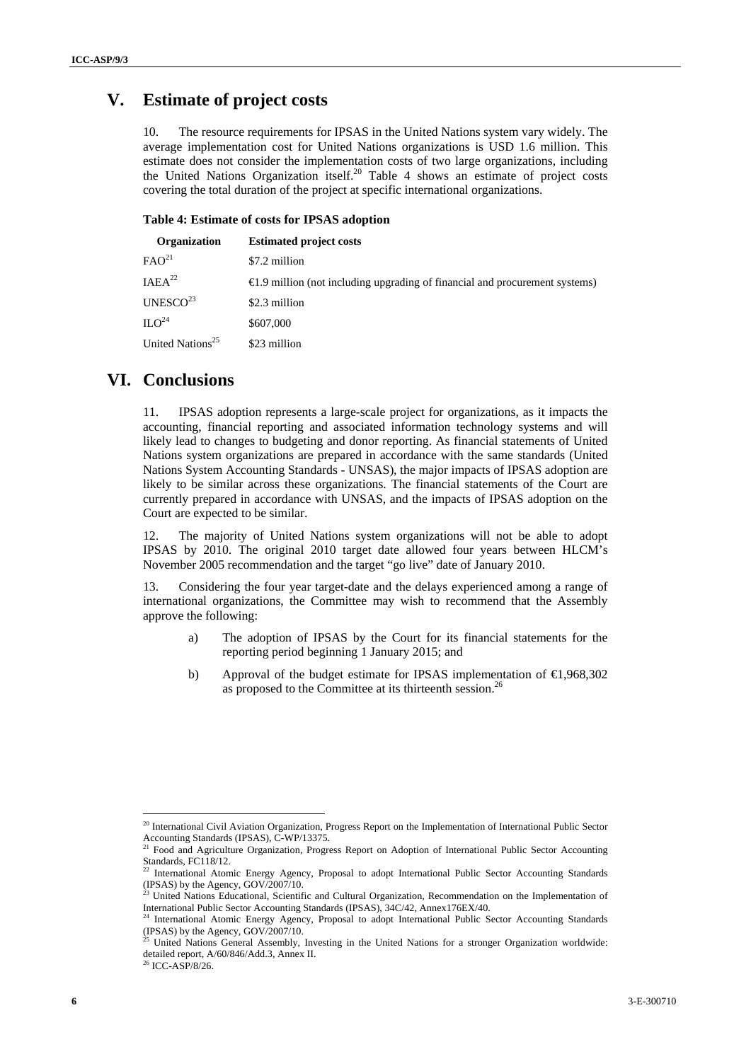## V. Estimate of project costs

10. The resource requirements for IPSAS in the United Nations system vary widely. The average implementation cost for United Nations organizations is USD 1.6 million. This estimate does not consider the implementation costs of two large organizations, including the United Nations Organization itself.[20] Table 4 shows an estimate of project costs covering the total duration of the project at specific international organizations.

**Table 4: Estimate of costs for IPSAS adoption**

| Organization | Estimated project costs |
|---|---|
| FAO[21] | $7.2 million |
| IAEA[22] | €1.9 million (not including upgrading of financial and procurement systems) |
| UNESCO[23] | $2.3 million |
| ILO[24] | $607,000 |
| United Nations[25] | $23 million |

## VI. Conclusions

11. IPSAS adoption represents a large-scale project for organizations, as it impacts the accounting, financial reporting and associated information technology systems and will likely lead to changes to budgeting and donor reporting. As financial statements of United Nations system organizations are prepared in accordance with the same standards (United Nations System Accounting Standards - UNSAS), the major impacts of IPSAS adoption are likely to be similar across these organizations. The financial statements of the Court are currently prepared in accordance with UNSAS, and the impacts of IPSAS adoption on the Court are expected to be similar.

12. The majority of United Nations system organizations will not be able to adopt IPSAS by 2010. The original 2010 target date allowed four years between HLCM's November 2005 recommendation and the target "go live" date of January 2010.

13. Considering the four year target-date and the delays experienced among a range of international organizations, the Committee may wish to recommend that the Assembly approve the following:

a) The adoption of IPSAS by the Court for its financial statements for the reporting period beginning 1 January 2015; and

b) Approval of the budget estimate for IPSAS implementation of €1,968,302 as proposed to the Committee at its thirteenth session.[26]

---

[20] International Civil Aviation Organization, Progress Report on the Implementation of International Public Sector Accounting Standards (IPSAS), C-WP/13375.

[21] Food and Agriculture Organization, Progress Report on Adoption of International Public Sector Accounting Standards, FC118/12.

[22] International Atomic Energy Agency, Proposal to adopt International Public Sector Accounting Standards (IPSAS) by the Agency, GOV/2007/10.

[23] United Nations Educational, Scientific and Cultural Organization, Recommendation on the Implementation of International Public Sector Accounting Standards (IPSAS), 34C/42, Annex176EX/40.

[24] International Atomic Energy Agency, Proposal to adopt International Public Sector Accounting Standards (IPSAS) by the Agency, GOV/2007/10.

[25] United Nations General Assembly, Investing in the United Nations for a stronger Organization worldwide: detailed report, A/60/846/Add.3, Annex II.

[26] ICC-ASP/8/26.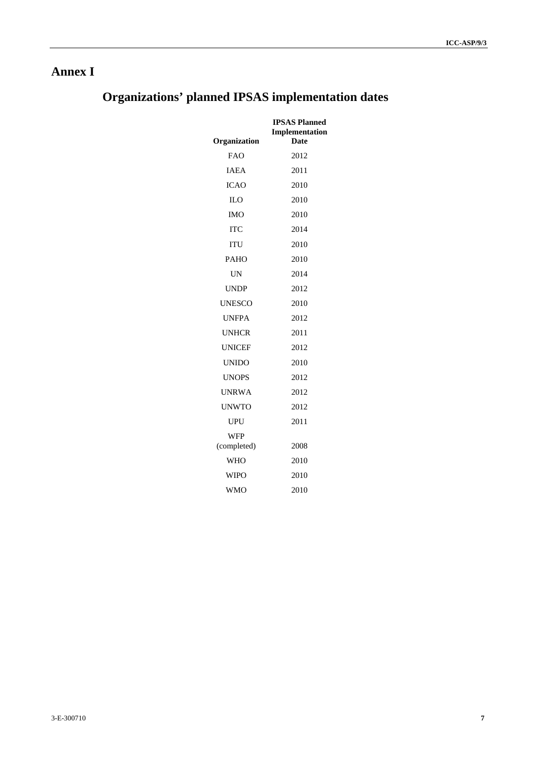# Annex I

## Organizations' planned IPSAS implementation dates

| Organization | IPSAS Planned Implementation Date |
|---|---|
| FAO | 2012 |
| IAEA | 2011 |
| ICAO | 2010 |
| ILO | 2010 |
| IMO | 2010 |
| ITC | 2014 |
| ITU | 2010 |
| PAHO | 2010 |
| UN | 2014 |
| UNDP | 2012 |
| UNESCO | 2010 |
| UNFPA | 2012 |
| UNHCR | 2011 |
| UNICEF | 2012 |
| UNIDO | 2010 |
| UNOPS | 2012 |
| UNRWA | 2012 |
| UNWTO | 2012 |
| UPU | 2011 |
| WFP (completed) | 2008 |
| WHO | 2010 |
| WIPO | 2010 |
| WMO | 2010 |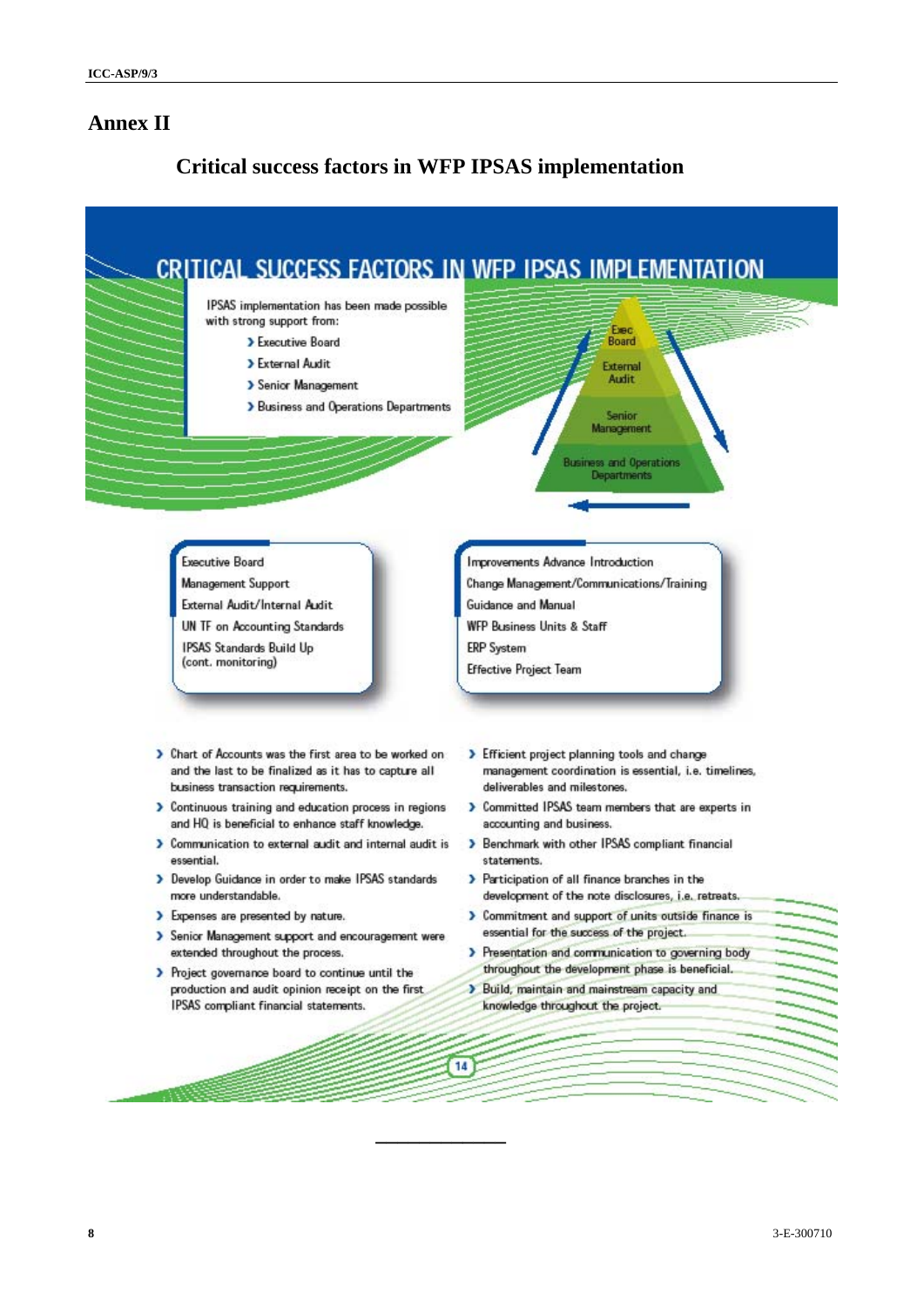# Annex II

## Critical success factors in WFP IPSAS implementation

CRITICAL SUCCESS FACTORS IN WFP IPSAS IMPLEMENTATION

IPSAS implementation has been made possible with strong support from:

- Executive Board
- External Audit
- Senior Management
- Business and Operations Departments

Exec Board

External Audit

Senior Management

Business and Operations Departments

Executive Board
Management Support
External Audit/Internal Audit
UN TF on Accounting Standards
IPSAS Standards Build Up (cont. monitoring)

Improvements Advance Introduction
Change Management/Communications/Training
Guidance and Manual
WFP Business Units & Staff
ERP System
Effective Project Team

- Chart of Accounts was the first area to be worked on and the last to be finalized as it has to capture all business transaction requirements.
- Continuous training and education process in regions and HQ is beneficial to enhance staff knowledge.
- Communication to external audit and internal audit is essential.
- Develop Guidance in order to make IPSAS standards more understandable.
- Expenses are presented by nature.
- Senior Management support and encouragement were extended throughout the process.
- Project governance board to continue until the production and audit opinion receipt on the first IPSAS compliant financial statements.
- Efficient project planning tools and change management coordination is essential, i.e. timelines, deliverables and milestones.
- Committed IPSAS team members that are experts in accounting and business.
- Benchmark with other IPSAS compliant financial statements.
- Participation of all finance branches in the development of the note disclosures, i.e. retreats.
- Commitment and support of units outside finance is essential for the success of the project.
- Presentation and communication to governing body throughout the development phase is beneficial.
- Build, maintain and mainstream capacity and knowledge throughout the project.